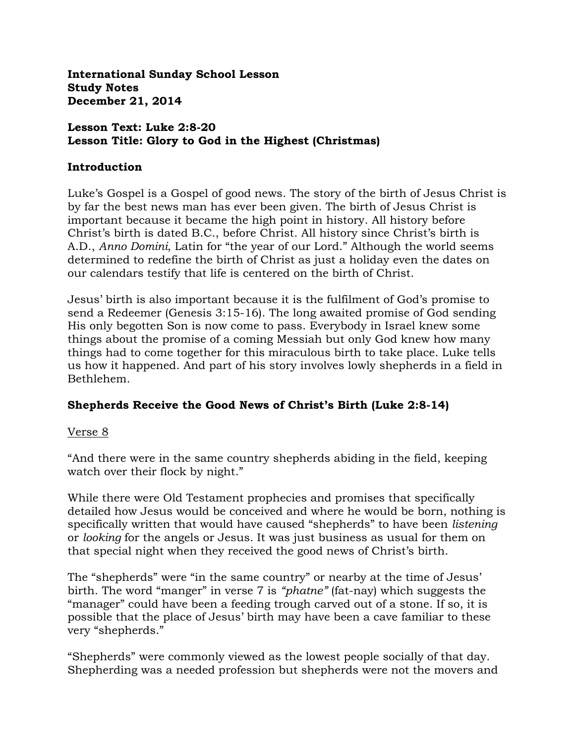**International Sunday School Lesson**
**Study Notes**
**December 21, 2014**

**Lesson Text: Luke 2:8-20**
**Lesson Title: Glory to God in the Highest (Christmas)**

## Introduction

Luke's Gospel is a Gospel of good news. The story of the birth of Jesus Christ is by far the best news man has ever been given. The birth of Jesus Christ is important because it became the high point in history. All history before Christ's birth is dated B.C., before Christ. All history since Christ's birth is A.D., *Anno Domini*, Latin for "the year of our Lord." Although the world seems determined to redefine the birth of Christ as just a holiday even the dates on our calendars testify that life is centered on the birth of Christ.

Jesus' birth is also important because it is the fulfilment of God's promise to send a Redeemer (Genesis 3:15-16). The long awaited promise of God sending His only begotten Son is now come to pass. Everybody in Israel knew some things about the promise of a coming Messiah but only God knew how many things had to come together for this miraculous birth to take place. Luke tells us how it happened. And part of his story involves lowly shepherds in a field in Bethlehem.

## Shepherds Receive the Good News of Christ's Birth (Luke 2:8-14)

<u>Verse 8</u>

"And there were in the same country shepherds abiding in the field, keeping watch over their flock by night."

While there were Old Testament prophecies and promises that specifically detailed how Jesus would be conceived and where he would be born, nothing is specifically written that would have caused "shepherds" to have been *listening* or *looking* for the angels or Jesus. It was just business as usual for them on that special night when they received the good news of Christ's birth.

The "shepherds" were "in the same country" or nearby at the time of Jesus' birth. The word "manger" in verse 7 is *"phatne"* (fat-nay) which suggests the "manager" could have been a feeding trough carved out of a stone. If so, it is possible that the place of Jesus' birth may have been a cave familiar to these very "shepherds."

"Shepherds" were commonly viewed as the lowest people socially of that day. Shepherding was a needed profession but shepherds were not the movers and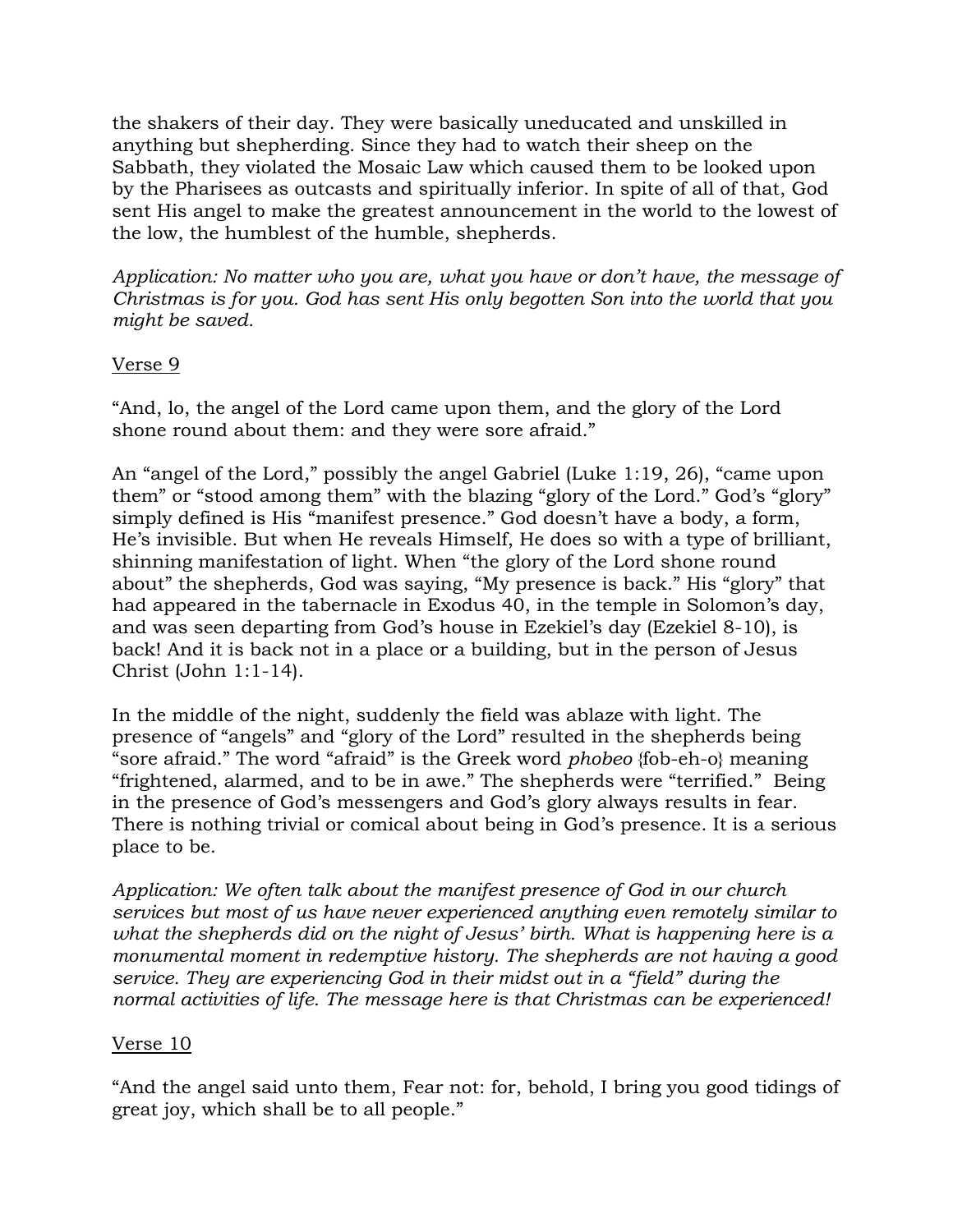the shakers of their day. They were basically uneducated and unskilled in anything but shepherding. Since they had to watch their sheep on the Sabbath, they violated the Mosaic Law which caused them to be looked upon by the Pharisees as outcasts and spiritually inferior. In spite of all of that, God sent His angel to make the greatest announcement in the world to the lowest of the low, the humblest of the humble, shepherds.

*Application: No matter who you are, what you have or don't have, the message of Christmas is for you. God has sent His only begotten Son into the world that you might be saved.*

<u>Verse 9</u>

"And, lo, the angel of the Lord came upon them, and the glory of the Lord shone round about them: and they were sore afraid."

An "angel of the Lord," possibly the angel Gabriel (Luke 1:19, 26), "came upon them" or "stood among them" with the blazing "glory of the Lord." God's "glory" simply defined is His "manifest presence." God doesn't have a body, a form, He's invisible. But when He reveals Himself, He does so with a type of brilliant, shinning manifestation of light. When "the glory of the Lord shone round about" the shepherds, God was saying, "My presence is back." His "glory" that had appeared in the tabernacle in Exodus 40, in the temple in Solomon's day, and was seen departing from God's house in Ezekiel's day (Ezekiel 8-10), is back! And it is back not in a place or a building, but in the person of Jesus Christ (John 1:1-14).

In the middle of the night, suddenly the field was ablaze with light. The presence of "angels" and "glory of the Lord" resulted in the shepherds being "sore afraid." The word "afraid" is the Greek word *phobeo* {fob-eh-o} meaning "frightened, alarmed, and to be in awe." The shepherds were "terrified." Being in the presence of God's messengers and God's glory always results in fear. There is nothing trivial or comical about being in God's presence. It is a serious place to be.

*Application: We often talk about the manifest presence of God in our church services but most of us have never experienced anything even remotely similar to what the shepherds did on the night of Jesus' birth. What is happening here is a monumental moment in redemptive history. The shepherds are not having a good service. They are experiencing God in their midst out in a "field" during the normal activities of life. The message here is that Christmas can be experienced!*

<u>Verse 10</u>

"And the angel said unto them, Fear not: for, behold, I bring you good tidings of great joy, which shall be to all people."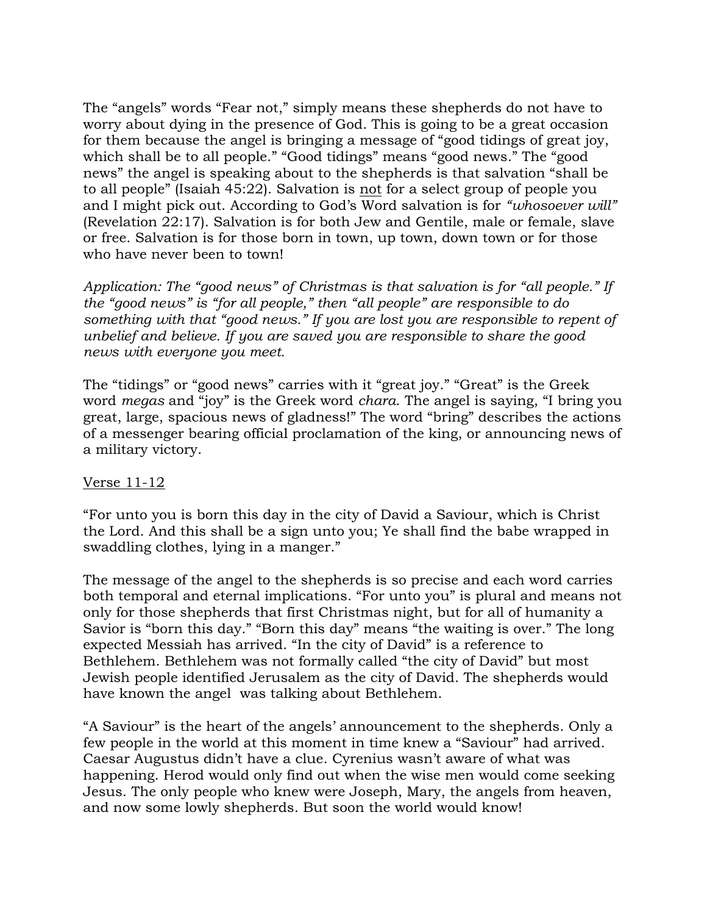The "angels" words "Fear not," simply means these shepherds do not have to worry about dying in the presence of God. This is going to be a great occasion for them because the angel is bringing a message of "good tidings of great joy, which shall be to all people." "Good tidings" means "good news." The "good news" the angel is speaking about to the shepherds is that salvation "shall be to all people" (Isaiah 45:22). Salvation is <u>not</u> for a select group of people you and I might pick out. According to God's Word salvation is for *"whosoever will"* (Revelation 22:17). Salvation is for both Jew and Gentile, male or female, slave or free. Salvation is for those born in town, up town, down town or for those who have never been to town!

*Application: The "good news" of Christmas is that salvation is for "all people." If the "good news" is "for all people," then "all people" are responsible to do something with that "good news." If you are lost you are responsible to repent of unbelief and believe. If you are saved you are responsible to share the good news with everyone you meet.*

The "tidings" or "good news" carries with it "great joy." "Great" is the Greek word *megas* and "joy" is the Greek word *chara*. The angel is saying, "I bring you great, large, spacious news of gladness!" The word "bring" describes the actions of a messenger bearing official proclamation of the king, or announcing news of a military victory.

<u>Verse 11-12</u>

"For unto you is born this day in the city of David a Saviour, which is Christ the Lord. And this shall be a sign unto you; Ye shall find the babe wrapped in swaddling clothes, lying in a manger."

The message of the angel to the shepherds is so precise and each word carries both temporal and eternal implications. "For unto you" is plural and means not only for those shepherds that first Christmas night, but for all of humanity a Savior is "born this day." "Born this day" means "the waiting is over." The long expected Messiah has arrived. "In the city of David" is a reference to Bethlehem. Bethlehem was not formally called "the city of David" but most Jewish people identified Jerusalem as the city of David. The shepherds would have known the angel was talking about Bethlehem.

"A Saviour" is the heart of the angels' announcement to the shepherds. Only a few people in the world at this moment in time knew a "Saviour" had arrived. Caesar Augustus didn't have a clue. Cyrenius wasn't aware of what was happening. Herod would only find out when the wise men would come seeking Jesus. The only people who knew were Joseph, Mary, the angels from heaven, and now some lowly shepherds. But soon the world would know!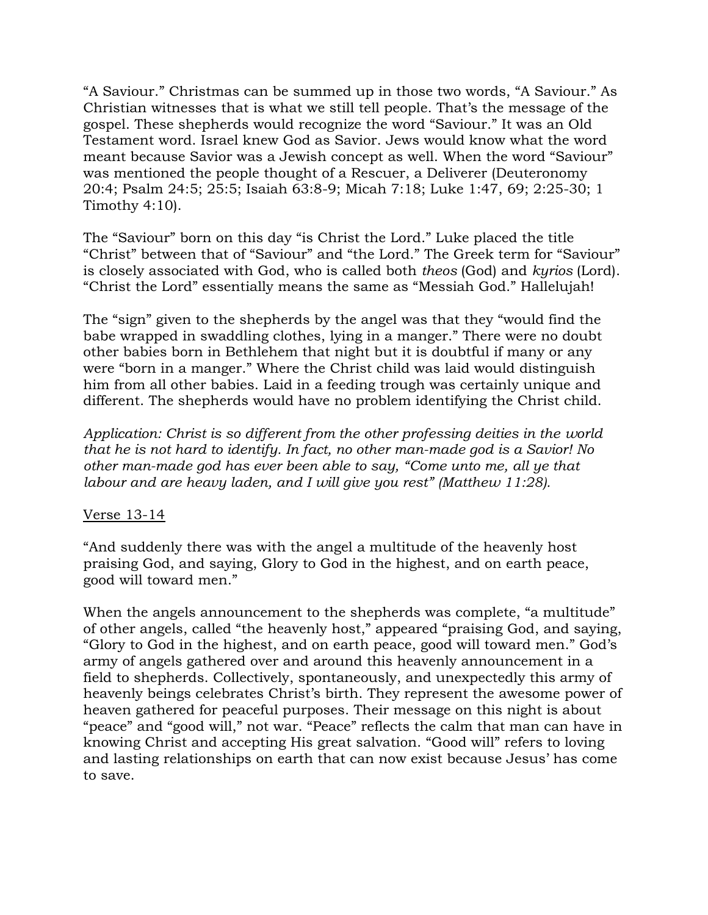"A Saviour." Christmas can be summed up in those two words, "A Saviour." As Christian witnesses that is what we still tell people. That's the message of the gospel. These shepherds would recognize the word "Saviour." It was an Old Testament word. Israel knew God as Savior. Jews would know what the word meant because Savior was a Jewish concept as well. When the word "Saviour" was mentioned the people thought of a Rescuer, a Deliverer (Deuteronomy 20:4; Psalm 24:5; 25:5; Isaiah 63:8-9; Micah 7:18; Luke 1:47, 69; 2:25-30; 1 Timothy 4:10).

The "Saviour" born on this day "is Christ the Lord." Luke placed the title "Christ" between that of "Saviour" and "the Lord." The Greek term for "Saviour" is closely associated with God, who is called both *theos* (God) and *kyrios* (Lord). "Christ the Lord" essentially means the same as "Messiah God." Hallelujah!

The "sign" given to the shepherds by the angel was that they "would find the babe wrapped in swaddling clothes, lying in a manger." There were no doubt other babies born in Bethlehem that night but it is doubtful if many or any were "born in a manger." Where the Christ child was laid would distinguish him from all other babies. Laid in a feeding trough was certainly unique and different. The shepherds would have no problem identifying the Christ child.

*Application: Christ is so different from the other professing deities in the world that he is not hard to identify. In fact, no other man-made god is a Savior! No other man-made god has ever been able to say, "Come unto me, all ye that labour and are heavy laden, and I will give you rest" (Matthew 11:28).*

<u>Verse 13-14</u>

"And suddenly there was with the angel a multitude of the heavenly host praising God, and saying, Glory to God in the highest, and on earth peace, good will toward men."

When the angels announcement to the shepherds was complete, "a multitude" of other angels, called "the heavenly host," appeared "praising God, and saying, "Glory to God in the highest, and on earth peace, good will toward men." God's army of angels gathered over and around this heavenly announcement in a field to shepherds. Collectively, spontaneously, and unexpectedly this army of heavenly beings celebrates Christ's birth. They represent the awesome power of heaven gathered for peaceful purposes. Their message on this night is about "peace" and "good will," not war. "Peace" reflects the calm that man can have in knowing Christ and accepting His great salvation. "Good will" refers to loving and lasting relationships on earth that can now exist because Jesus' has come to save.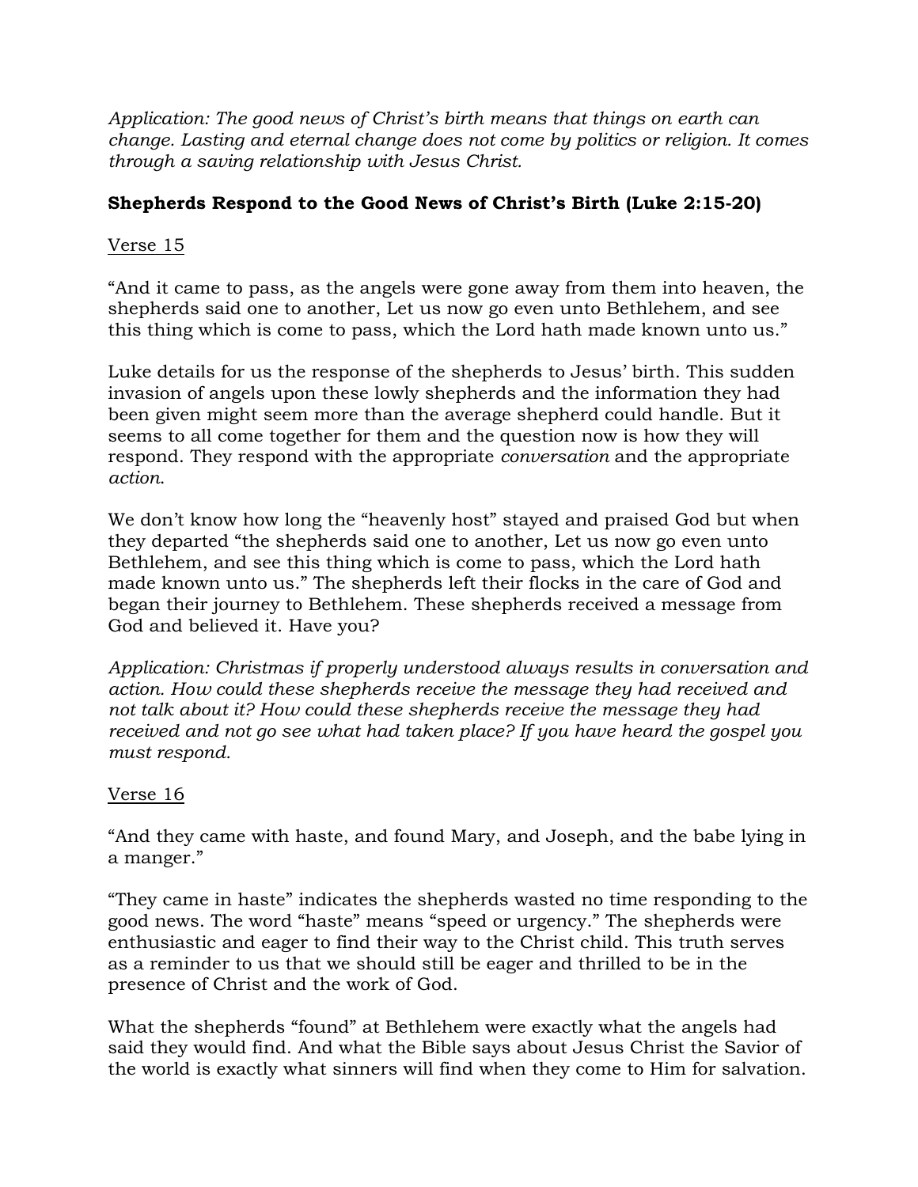*Application: The good news of Christ's birth means that things on earth can change. Lasting and eternal change does not come by politics or religion. It comes through a saving relationship with Jesus Christ.*

**Shepherds Respond to the Good News of Christ's Birth (Luke 2:15-20)**

<u>Verse 15</u>

"And it came to pass, as the angels were gone away from them into heaven, the shepherds said one to another, Let us now go even unto Bethlehem, and see this thing which is come to pass, which the Lord hath made known unto us."

Luke details for us the response of the shepherds to Jesus' birth. This sudden invasion of angels upon these lowly shepherds and the information they had been given might seem more than the average shepherd could handle. But it seems to all come together for them and the question now is how they will respond. They respond with the appropriate *conversation* and the appropriate *action*.

We don't know how long the "heavenly host" stayed and praised God but when they departed "the shepherds said one to another, Let us now go even unto Bethlehem, and see this thing which is come to pass, which the Lord hath made known unto us." The shepherds left their flocks in the care of God and began their journey to Bethlehem. These shepherds received a message from God and believed it. Have you?

*Application: Christmas if properly understood always results in conversation and action. How could these shepherds receive the message they had received and not talk about it? How could these shepherds receive the message they had received and not go see what had taken place? If you have heard the gospel you must respond.*

<u>Verse 16</u>

"And they came with haste, and found Mary, and Joseph, and the babe lying in a manger."

"They came in haste" indicates the shepherds wasted no time responding to the good news. The word "haste" means "speed or urgency." The shepherds were enthusiastic and eager to find their way to the Christ child. This truth serves as a reminder to us that we should still be eager and thrilled to be in the presence of Christ and the work of God.

What the shepherds "found" at Bethlehem were exactly what the angels had said they would find. And what the Bible says about Jesus Christ the Savior of the world is exactly what sinners will find when they come to Him for salvation.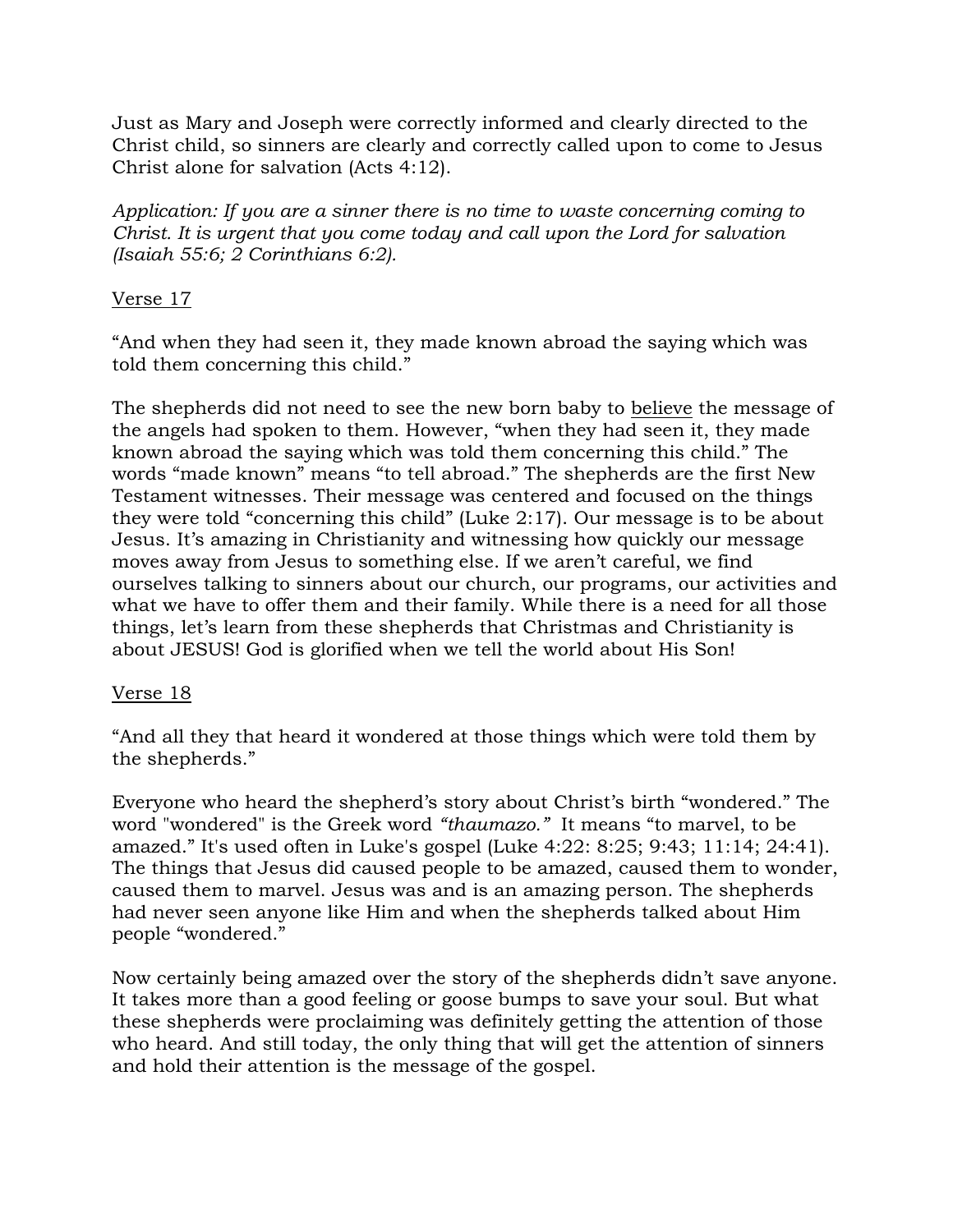Just as Mary and Joseph were correctly informed and clearly directed to the Christ child, so sinners are clearly and correctly called upon to come to Jesus Christ alone for salvation (Acts 4:12).

*Application: If you are a sinner there is no time to waste concerning coming to Christ. It is urgent that you come today and call upon the Lord for salvation (Isaiah 55:6; 2 Corinthians 6:2).*

<u>Verse 17</u>

"And when they had seen it, they made known abroad the saying which was told them concerning this child."

The shepherds did not need to see the new born baby to <u>believe</u> the message of the angels had spoken to them. However, "when they had seen it, they made known abroad the saying which was told them concerning this child." The words "made known" means "to tell abroad." The shepherds are the first New Testament witnesses. Their message was centered and focused on the things they were told "concerning this child" (Luke 2:17). Our message is to be about Jesus. It's amazing in Christianity and witnessing how quickly our message moves away from Jesus to something else. If we aren't careful, we find ourselves talking to sinners about our church, our programs, our activities and what we have to offer them and their family. While there is a need for all those things, let's learn from these shepherds that Christmas and Christianity is about JESUS! God is glorified when we tell the world about His Son!

<u>Verse 18</u>

"And all they that heard it wondered at those things which were told them by the shepherds."

Everyone who heard the shepherd's story about Christ's birth "wondered." The word "wondered" is the Greek word *"thaumazo."* It means "to marvel, to be amazed." It's used often in Luke's gospel (Luke 4:22: 8:25; 9:43; 11:14; 24:41). The things that Jesus did caused people to be amazed, caused them to wonder, caused them to marvel. Jesus was and is an amazing person. The shepherds had never seen anyone like Him and when the shepherds talked about Him people "wondered."

Now certainly being amazed over the story of the shepherds didn't save anyone. It takes more than a good feeling or goose bumps to save your soul. But what these shepherds were proclaiming was definitely getting the attention of those who heard. And still today, the only thing that will get the attention of sinners and hold their attention is the message of the gospel.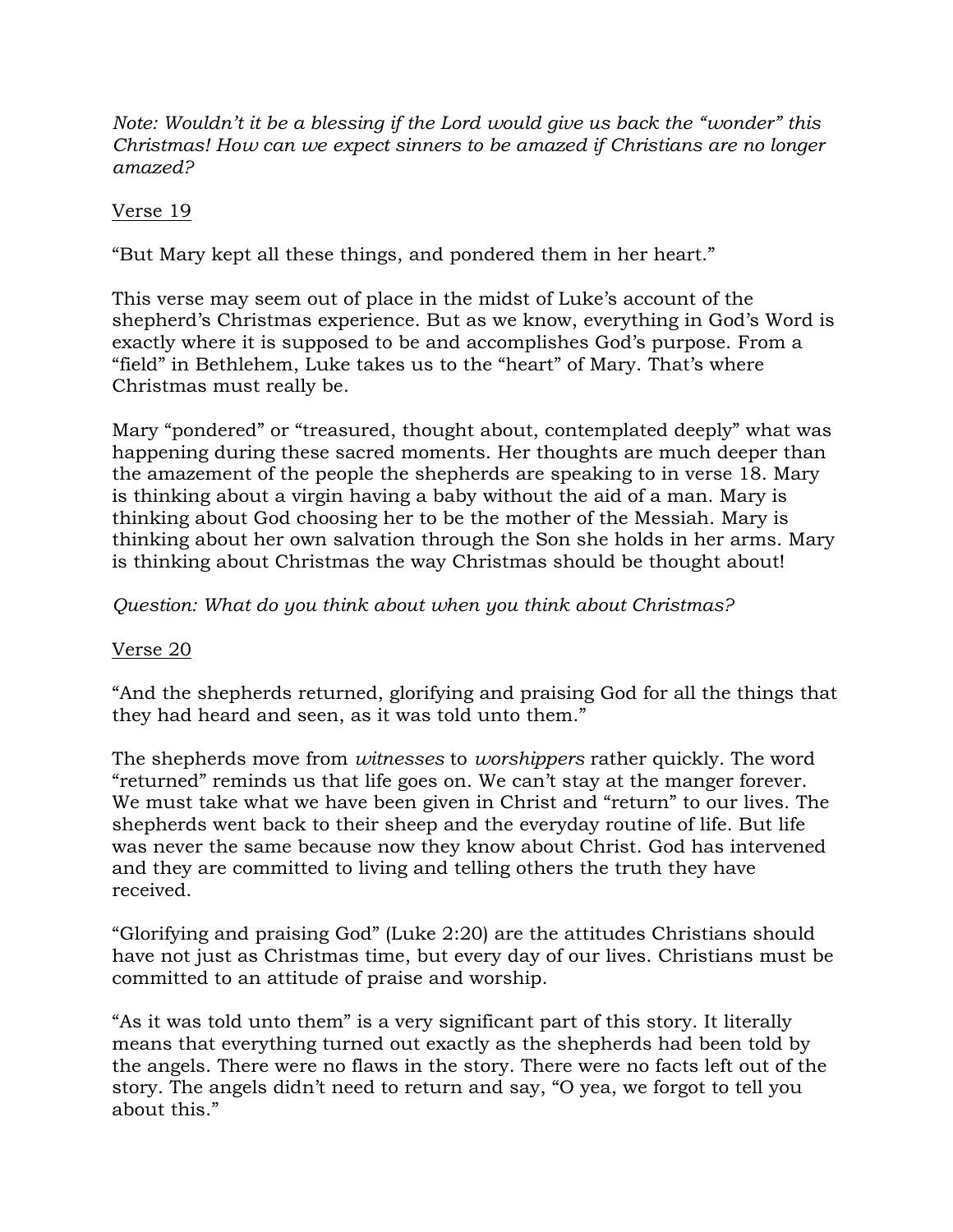*Note: Wouldn't it be a blessing if the Lord would give us back the "wonder" this Christmas! How can we expect sinners to be amazed if Christians are no longer amazed?*

<u>Verse 19</u>

"But Mary kept all these things, and pondered them in her heart."

This verse may seem out of place in the midst of Luke's account of the shepherd's Christmas experience. But as we know, everything in God's Word is exactly where it is supposed to be and accomplishes God's purpose. From a "field" in Bethlehem, Luke takes us to the "heart" of Mary. That's where Christmas must really be.

Mary "pondered" or "treasured, thought about, contemplated deeply" what was happening during these sacred moments. Her thoughts are much deeper than the amazement of the people the shepherds are speaking to in verse 18. Mary is thinking about a virgin having a baby without the aid of a man. Mary is thinking about God choosing her to be the mother of the Messiah. Mary is thinking about her own salvation through the Son she holds in her arms. Mary is thinking about Christmas the way Christmas should be thought about!

*Question: What do you think about when you think about Christmas?*

<u>Verse 20</u>

"And the shepherds returned, glorifying and praising God for all the things that they had heard and seen, as it was told unto them."

The shepherds move from *witnesses* to *worshippers* rather quickly. The word "returned" reminds us that life goes on. We can't stay at the manger forever. We must take what we have been given in Christ and "return" to our lives. The shepherds went back to their sheep and the everyday routine of life. But life was never the same because now they know about Christ. God has intervened and they are committed to living and telling others the truth they have received.

"Glorifying and praising God" (Luke 2:20) are the attitudes Christians should have not just as Christmas time, but every day of our lives. Christians must be committed to an attitude of praise and worship.

"As it was told unto them" is a very significant part of this story. It literally means that everything turned out exactly as the shepherds had been told by the angels. There were no flaws in the story. There were no facts left out of the story. The angels didn't need to return and say, "O yea, we forgot to tell you about this."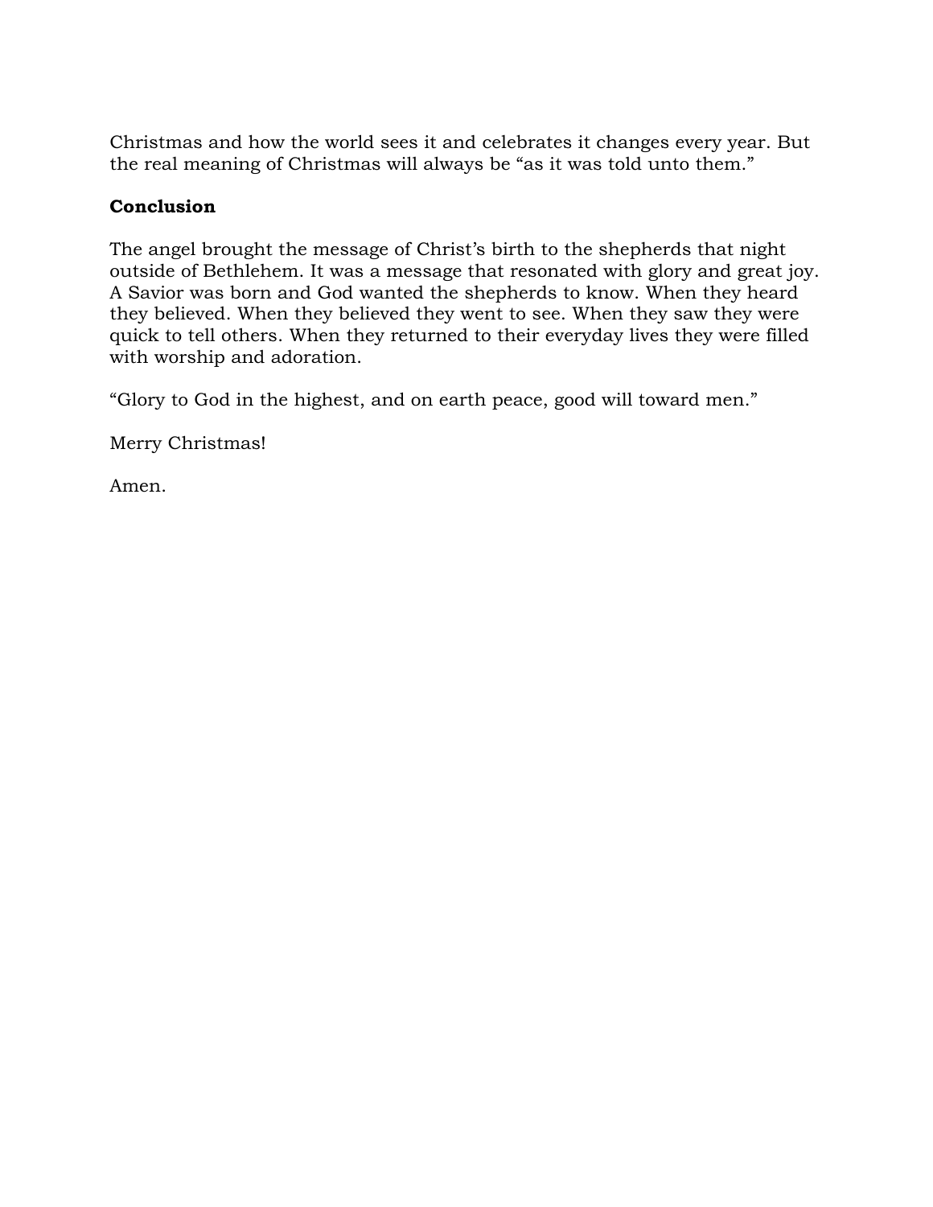Christmas and how the world sees it and celebrates it changes every year. But the real meaning of Christmas will always be "as it was told unto them."

**Conclusion**

The angel brought the message of Christ's birth to the shepherds that night outside of Bethlehem. It was a message that resonated with glory and great joy. A Savior was born and God wanted the shepherds to know. When they heard they believed. When they believed they went to see. When they saw they were quick to tell others. When they returned to their everyday lives they were filled with worship and adoration.

"Glory to God in the highest, and on earth peace, good will toward men."

Merry Christmas!

Amen.